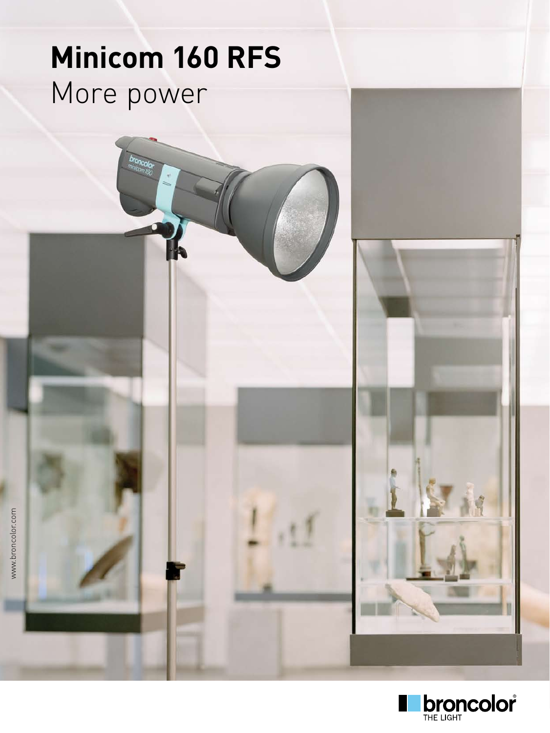# Minicom 160 RFS

More power

www.broncolor.com

broncolor
THE LIGHT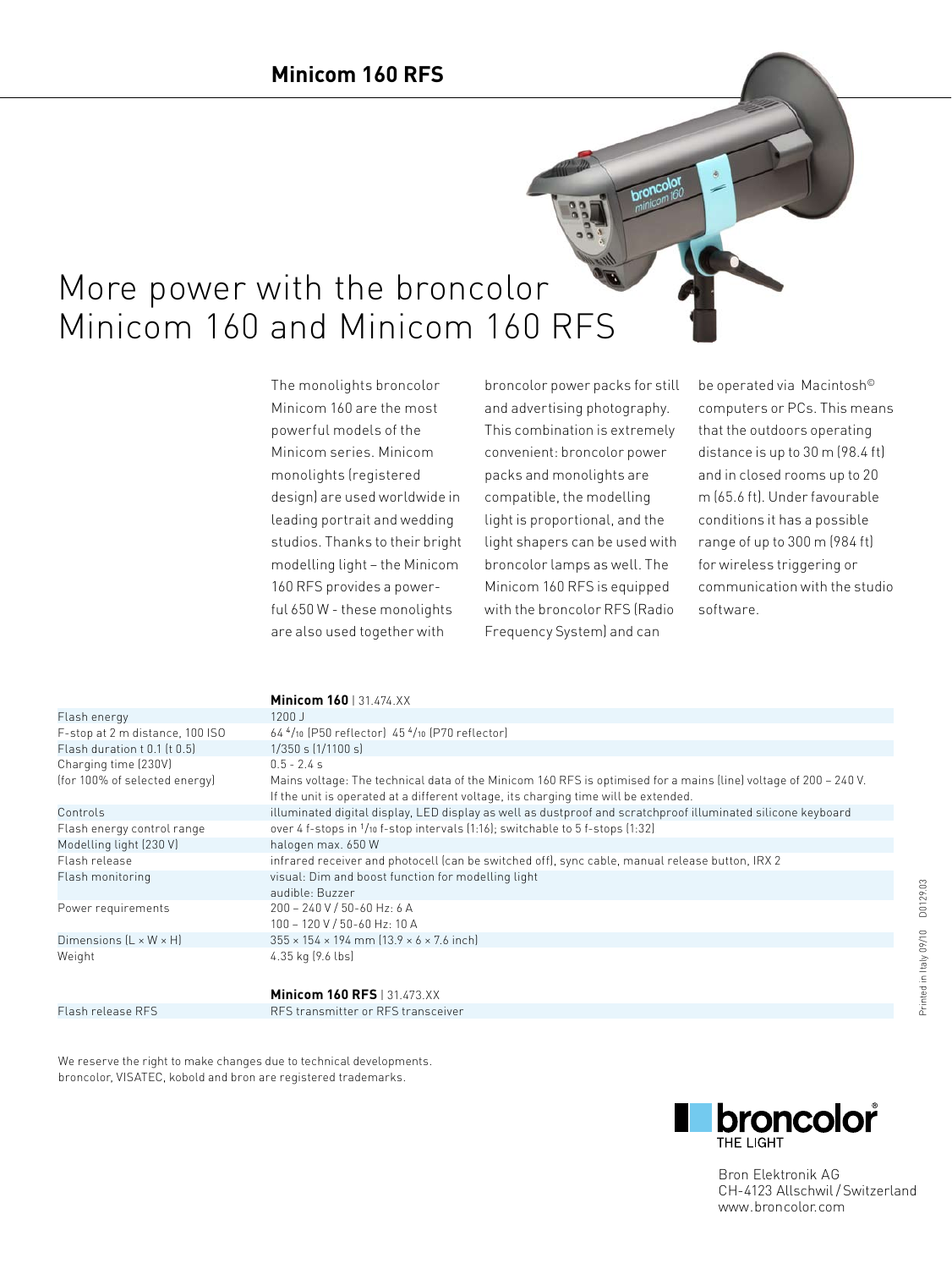## Minicom 160 RFS

# More power with the broncolor Minicom 160 and Minicom 160 RFS

The monolights broncolor Minicom 160 are the most powerful models of the Minicom series. Minicom monolights (registered design) are used worldwide in leading portrait and wedding studios. Thanks to their bright modelling light – the Minicom 160 RFS provides a powerful 650 W - these monolights are also used together with broncolor power packs for still and advertising photography. This combination is extremely convenient: broncolor power packs and monolights are compatible, the modelling light is proportional, and the light shapers can be used with broncolor lamps as well. The Minicom 160 RFS is equipped with the broncolor RFS (Radio Frequency System) and can be operated via Macintosh© computers or PCs. This means that the outdoors operating distance is up to 30 m (98.4 ft) and in closed rooms up to 20 m (65.6 ft). Under favourable conditions it has a possible range of up to 300 m (984 ft) for wireless triggering or communication with the studio software.

| | **Minicom 160** \| 31.474.XX |
|---|---|
| Flash energy | 1200 J |
| F-stop at 2 m distance, 100 ISO | 64 4/10 (P50 reflector) 45 4/10 (P70 reflector) |
| Flash duration t 0.1 (t 0.5) | 1/350 s (1/1100 s) |
| Charging time (230V) (for 100% of selected energy) | 0.5 - 2.4 s<br>Mains voltage: The technical data of the Minicom 160 RFS is optimised for a mains (line) voltage of 200 – 240 V. If the unit is operated at a different voltage, its charging time will be extended. |
| Controls | illuminated digital display, LED display as well as dustproof and scratchproof illuminated silicone keyboard |
| Flash energy control range | over 4 f-stops in 1/10 f-stop intervals (1:16); switchable to 5 f-stops (1:32) |
| Modelling light (230 V) | halogen max. 650 W |
| Flash release | infrared receiver and photocell (can be switched off), sync cable, manual release button, IRX 2 |
| Flash monitoring | visual: Dim and boost function for modelling light<br>audible: Buzzer |
| Power requirements | 200 – 240 V / 50-60 Hz: 6 A<br>100 – 120 V / 50-60 Hz: 10 A |
| Dimensions (L × W × H) | 355 × 154 × 194 mm (13.9 × 6 × 7.6 inch) |
| Weight | 4.35 kg (9.6 lbs) |
| | **Minicom 160 RFS** \| 31.473.XX |
| Flash release RFS | RFS transmitter or RFS transceiver |

We reserve the right to make changes due to technical developments.
broncolor, VISATEC, kobold and bron are registered trademarks.

Printed in Italy 09/10 D0129.03

broncolor THE LIGHT

Bron Elektronik AG
CH-4123 Allschwil / Switzerland
www.broncolor.com